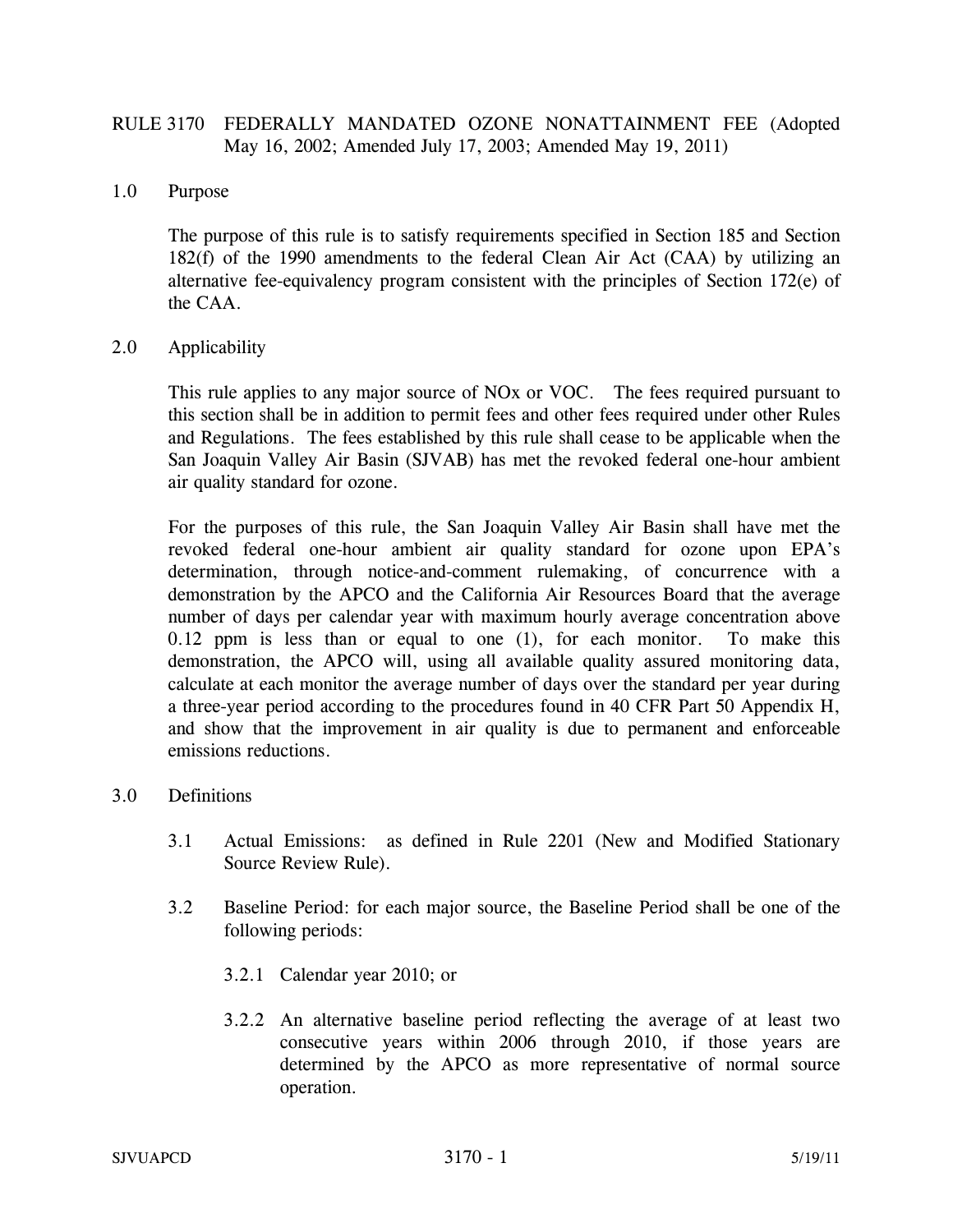# RULE 3170 FEDERALLY MANDATED OZONE NONATTAINMENT FEE (Adopted May 16, 2002; Amended July 17, 2003; Amended May 19, 2011)

## 1.0 Purpose

The purpose of this rule is to satisfy requirements specified in Section 185 and Section 182(f) of the 1990 amendments to the federal Clean Air Act (CAA) by utilizing an alternative fee-equivalency program consistent with the principles of Section 172(e) of the CAA.

## 2.0 Applicability

This rule applies to any major source of NOx or VOC. The fees required pursuant to this section shall be in addition to permit fees and other fees required under other Rules and Regulations. The fees established by this rule shall cease to be applicable when the San Joaquin Valley Air Basin (SJVAB) has met the revoked federal one-hour ambient air quality standard for ozone.

For the purposes of this rule, the San Joaquin Valley Air Basin shall have met the revoked federal one-hour ambient air quality standard for ozone upon EPA's determination, through notice-and-comment rulemaking, of concurrence with a demonstration by the APCO and the California Air Resources Board that the average number of days per calendar year with maximum hourly average concentration above 0.12 ppm is less than or equal to one (1), for each monitor. To make this demonstration, the APCO will, using all available quality assured monitoring data, calculate at each monitor the average number of days over the standard per year during a three-year period according to the procedures found in 40 CFR Part 50 Appendix H, and show that the improvement in air quality is due to permanent and enforceable emissions reductions.

## 3.0 Definitions

3.1 Actual Emissions: as defined in Rule 2201 (New and Modified Stationary Source Review Rule).

3.2 Baseline Period: for each major source, the Baseline Period shall be one of the following periods:

3.2.1 Calendar year 2010; or

3.2.2 An alternative baseline period reflecting the average of at least two consecutive years within 2006 through 2010, if those years are determined by the APCO as more representative of normal source operation.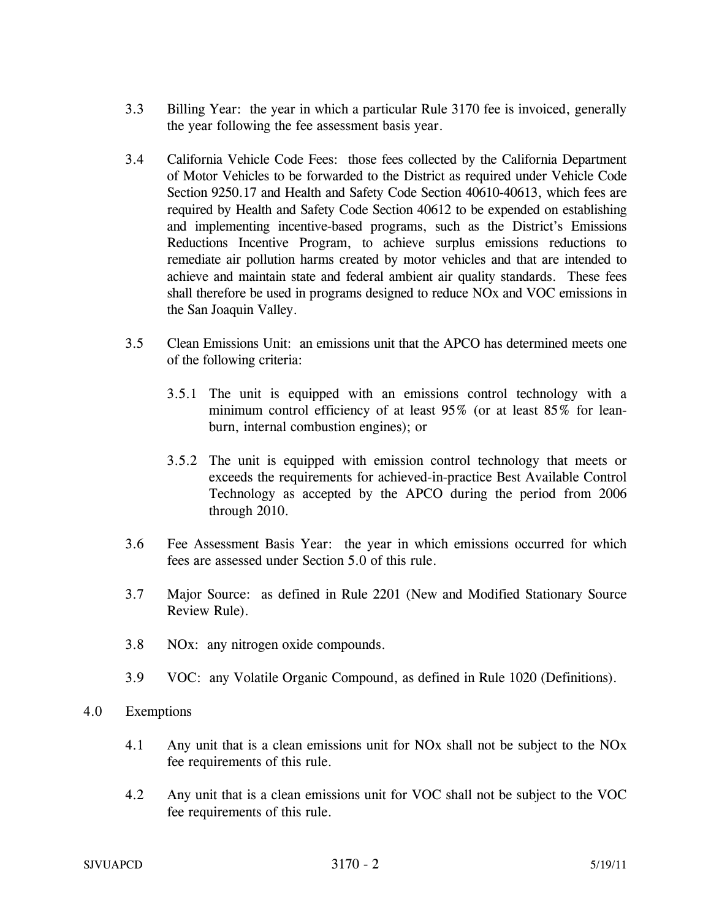3.3 Billing Year: the year in which a particular Rule 3170 fee is invoiced, generally the year following the fee assessment basis year.

3.4 California Vehicle Code Fees: those fees collected by the California Department of Motor Vehicles to be forwarded to the District as required under Vehicle Code Section 9250.17 and Health and Safety Code Section 40610-40613, which fees are required by Health and Safety Code Section 40612 to be expended on establishing and implementing incentive-based programs, such as the District's Emissions Reductions Incentive Program, to achieve surplus emissions reductions to remediate air pollution harms created by motor vehicles and that are intended to achieve and maintain state and federal ambient air quality standards. These fees shall therefore be used in programs designed to reduce NOx and VOC emissions in the San Joaquin Valley.

3.5 Clean Emissions Unit: an emissions unit that the APCO has determined meets one of the following criteria:

3.5.1 The unit is equipped with an emissions control technology with a minimum control efficiency of at least 95% (or at least 85% for lean-burn, internal combustion engines); or

3.5.2 The unit is equipped with emission control technology that meets or exceeds the requirements for achieved-in-practice Best Available Control Technology as accepted by the APCO during the period from 2006 through 2010.

3.6 Fee Assessment Basis Year: the year in which emissions occurred for which fees are assessed under Section 5.0 of this rule.

3.7 Major Source: as defined in Rule 2201 (New and Modified Stationary Source Review Rule).

3.8 NOx: any nitrogen oxide compounds.

3.9 VOC: any Volatile Organic Compound, as defined in Rule 1020 (Definitions).

## 4.0 Exemptions

4.1 Any unit that is a clean emissions unit for NOx shall not be subject to the NOx fee requirements of this rule.

4.2 Any unit that is a clean emissions unit for VOC shall not be subject to the VOC fee requirements of this rule.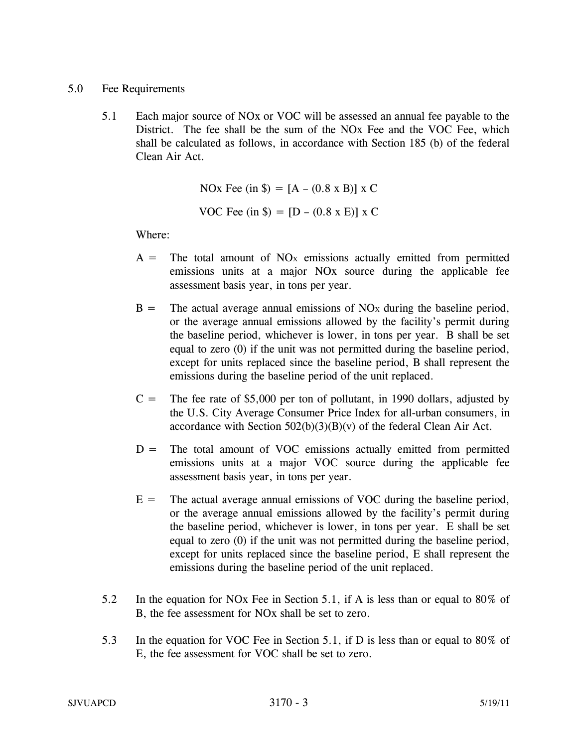## 5.0 Fee Requirements

5.1 Each major source of NOx or VOC will be assessed an annual fee payable to the District. The fee shall be the sum of the NOx Fee and the VOC Fee, which shall be calculated as follows, in accordance with Section 185 (b) of the federal Clean Air Act.

$$\text{NOx Fee (in \$)} = [A - (0.8 \times B)] \times C$$

$$\text{VOC Fee (in \$)} = [D - (0.8 \times E)] \times C$$

Where:

- A = The total amount of $NO_x$ emissions actually emitted from permitted emissions units at a major NOx source during the applicable fee assessment basis year, in tons per year.

- B = The actual average annual emissions of $NO_x$ during the baseline period, or the average annual emissions allowed by the facility's permit during the baseline period, whichever is lower, in tons per year. B shall be set equal to zero (0) if the unit was not permitted during the baseline period, except for units replaced since the baseline period, B shall represent the emissions during the baseline period of the unit replaced.

- C = The fee rate of $5,000 per ton of pollutant, in 1990 dollars, adjusted by the U.S. City Average Consumer Price Index for all-urban consumers, in accordance with Section 502(b)(3)(B)(v) of the federal Clean Air Act.

- D = The total amount of VOC emissions actually emitted from permitted emissions units at a major VOC source during the applicable fee assessment basis year, in tons per year.

- E = The actual average annual emissions of VOC during the baseline period, or the average annual emissions allowed by the facility's permit during the baseline period, whichever is lower, in tons per year. E shall be set equal to zero (0) if the unit was not permitted during the baseline period, except for units replaced since the baseline period, E shall represent the emissions during the baseline period of the unit replaced.

5.2 In the equation for NOx Fee in Section 5.1, if A is less than or equal to 80% of B, the fee assessment for NOx shall be set to zero.

5.3 In the equation for VOC Fee in Section 5.1, if D is less than or equal to 80% of E, the fee assessment for VOC shall be set to zero.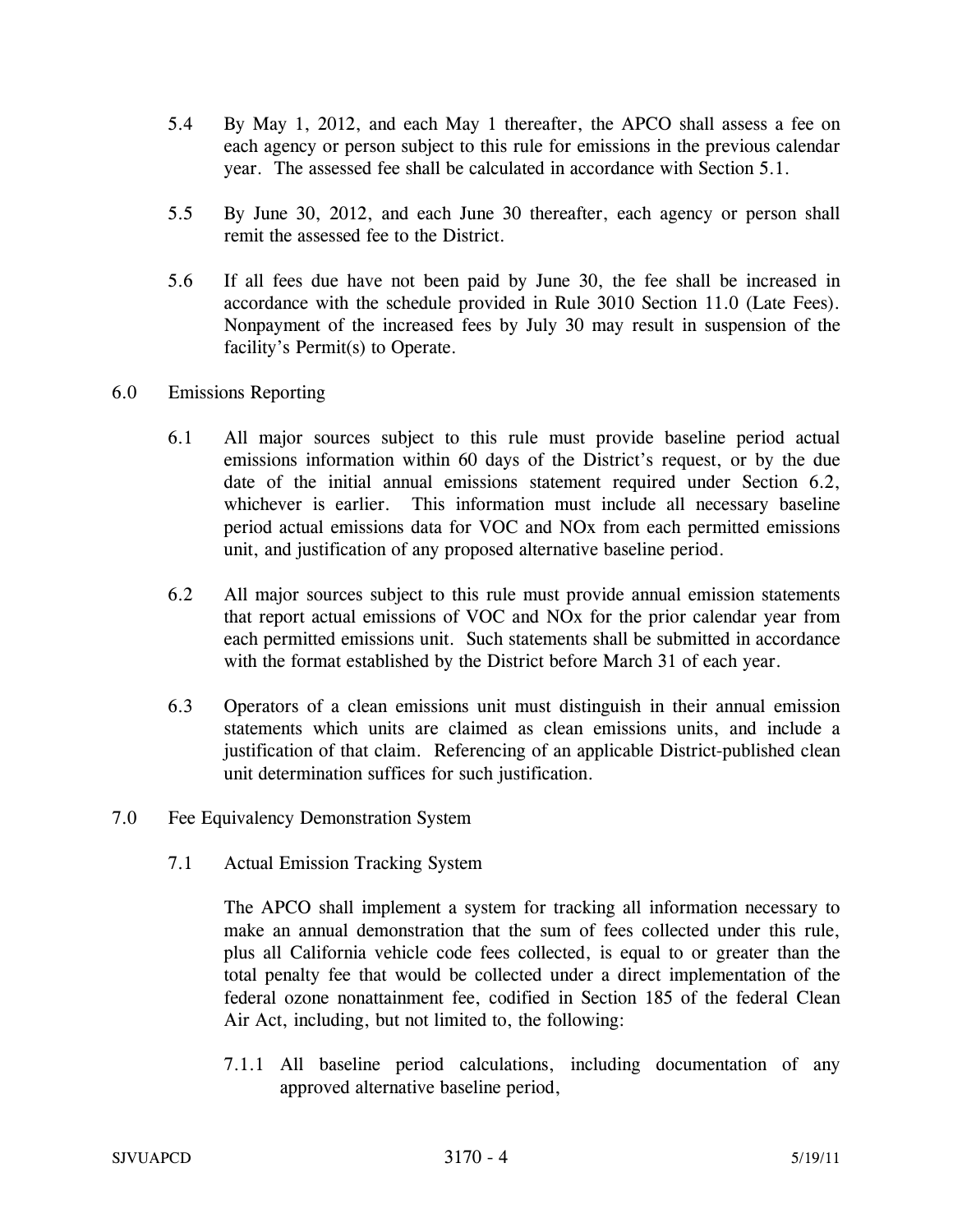5.4 By May 1, 2012, and each May 1 thereafter, the APCO shall assess a fee on each agency or person subject to this rule for emissions in the previous calendar year. The assessed fee shall be calculated in accordance with Section 5.1.

5.5 By June 30, 2012, and each June 30 thereafter, each agency or person shall remit the assessed fee to the District.

5.6 If all fees due have not been paid by June 30, the fee shall be increased in accordance with the schedule provided in Rule 3010 Section 11.0 (Late Fees). Nonpayment of the increased fees by July 30 may result in suspension of the facility's Permit(s) to Operate.

## 6.0 Emissions Reporting

6.1 All major sources subject to this rule must provide baseline period actual emissions information within 60 days of the District's request, or by the due date of the initial annual emissions statement required under Section 6.2, whichever is earlier. This information must include all necessary baseline period actual emissions data for VOC and NOx from each permitted emissions unit, and justification of any proposed alternative baseline period.

6.2 All major sources subject to this rule must provide annual emission statements that report actual emissions of VOC and NOx for the prior calendar year from each permitted emissions unit. Such statements shall be submitted in accordance with the format established by the District before March 31 of each year.

6.3 Operators of a clean emissions unit must distinguish in their annual emission statements which units are claimed as clean emissions units, and include a justification of that claim. Referencing of an applicable District-published clean unit determination suffices for such justification.

## 7.0 Fee Equivalency Demonstration System

### 7.1 Actual Emission Tracking System

The APCO shall implement a system for tracking all information necessary to make an annual demonstration that the sum of fees collected under this rule, plus all California vehicle code fees collected, is equal to or greater than the total penalty fee that would be collected under a direct implementation of the federal ozone nonattainment fee, codified in Section 185 of the federal Clean Air Act, including, but not limited to, the following:

7.1.1 All baseline period calculations, including documentation of any approved alternative baseline period,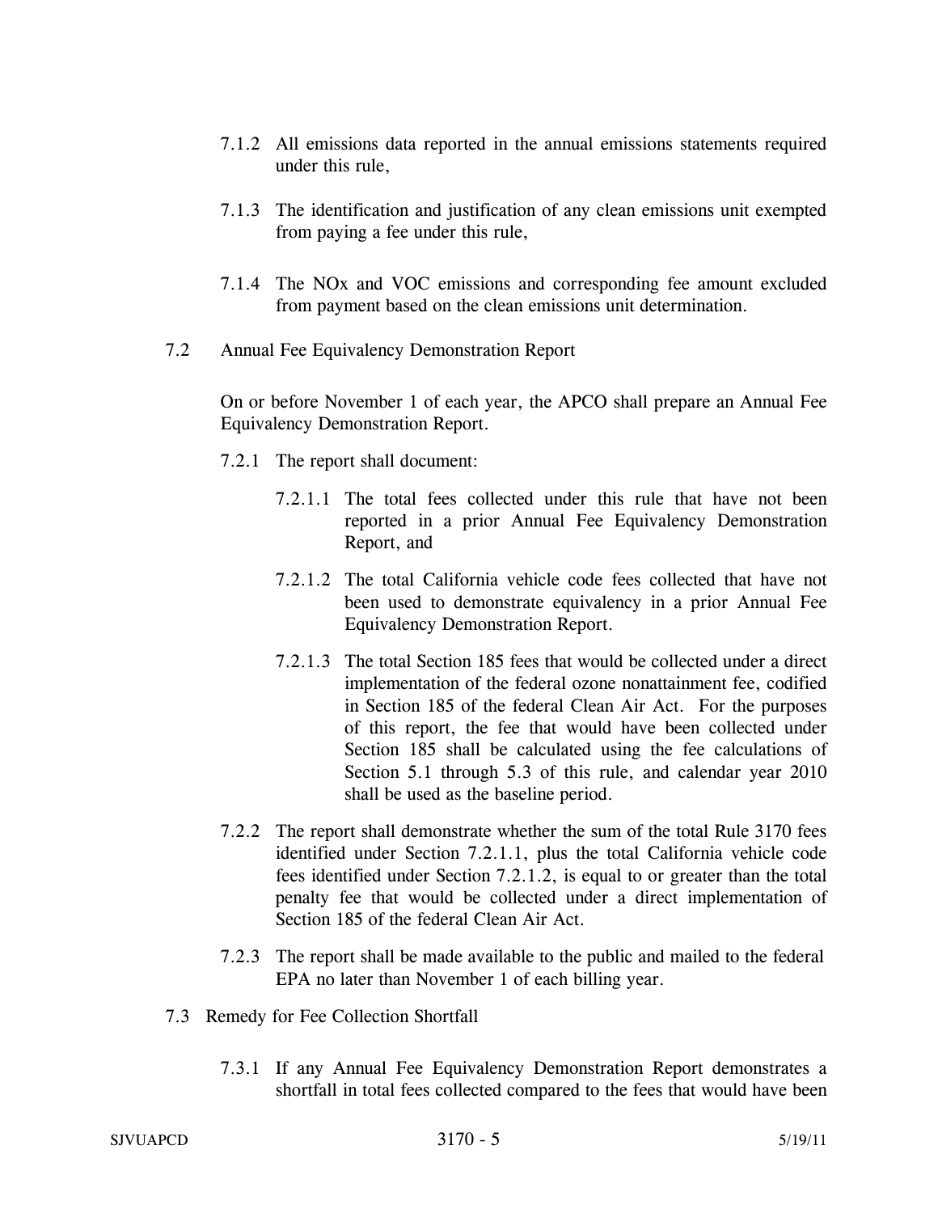7.1.2 All emissions data reported in the annual emissions statements required under this rule,

7.1.3 The identification and justification of any clean emissions unit exempted from paying a fee under this rule,

7.1.4 The NOx and VOC emissions and corresponding fee amount excluded from payment based on the clean emissions unit determination.

7.2 Annual Fee Equivalency Demonstration Report

On or before November 1 of each year, the APCO shall prepare an Annual Fee Equivalency Demonstration Report.

7.2.1 The report shall document:

7.2.1.1 The total fees collected under this rule that have not been reported in a prior Annual Fee Equivalency Demonstration Report, and

7.2.1.2 The total California vehicle code fees collected that have not been used to demonstrate equivalency in a prior Annual Fee Equivalency Demonstration Report.

7.2.1.3 The total Section 185 fees that would be collected under a direct implementation of the federal ozone nonattainment fee, codified in Section 185 of the federal Clean Air Act. For the purposes of this report, the fee that would have been collected under Section 185 shall be calculated using the fee calculations of Section 5.1 through 5.3 of this rule, and calendar year 2010 shall be used as the baseline period.

7.2.2 The report shall demonstrate whether the sum of the total Rule 3170 fees identified under Section 7.2.1.1, plus the total California vehicle code fees identified under Section 7.2.1.2, is equal to or greater than the total penalty fee that would be collected under a direct implementation of Section 185 of the federal Clean Air Act.

7.2.3 The report shall be made available to the public and mailed to the federal EPA no later than November 1 of each billing year.

7.3 Remedy for Fee Collection Shortfall

7.3.1 If any Annual Fee Equivalency Demonstration Report demonstrates a shortfall in total fees collected compared to the fees that would have been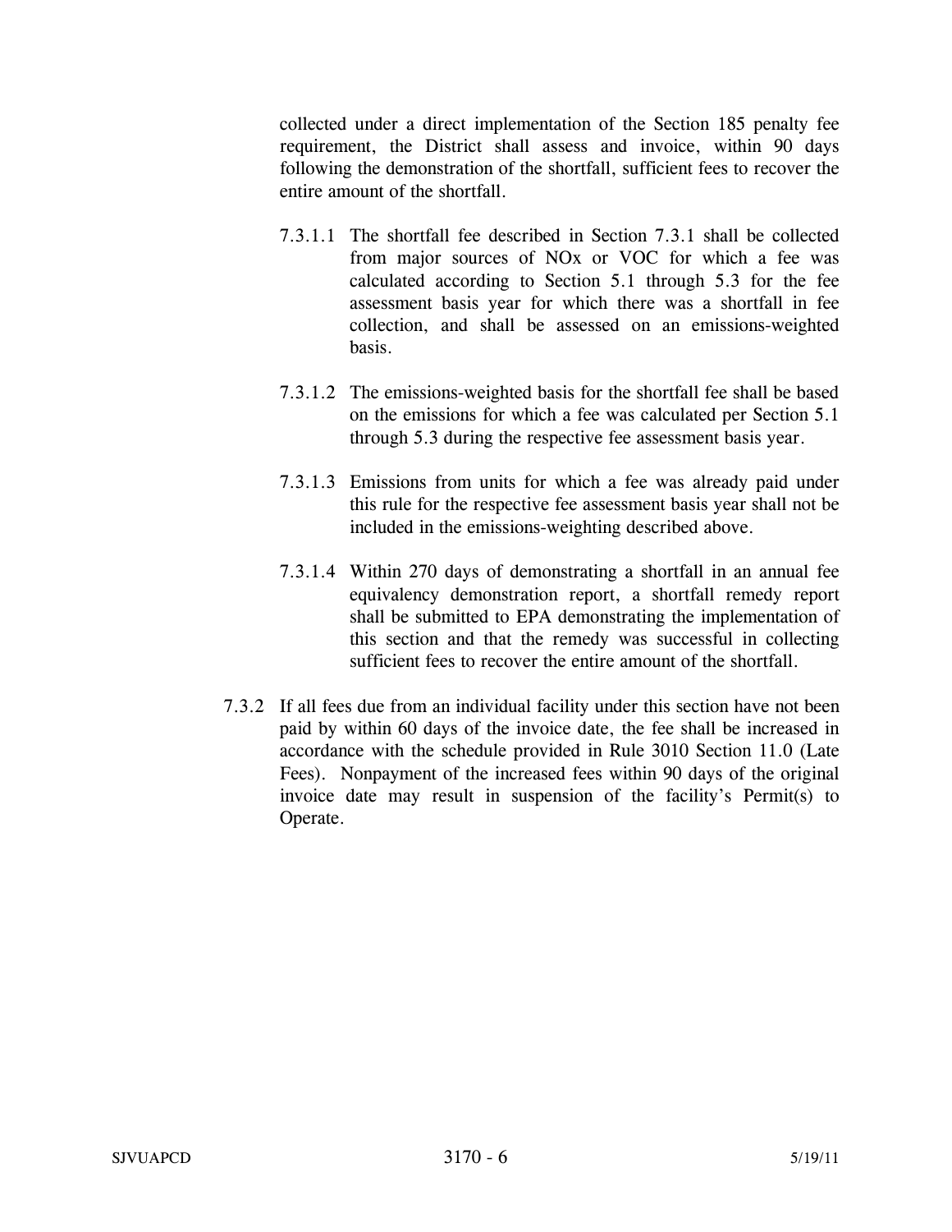collected under a direct implementation of the Section 185 penalty fee requirement, the District shall assess and invoice, within 90 days following the demonstration of the shortfall, sufficient fees to recover the entire amount of the shortfall.

7.3.1.1 The shortfall fee described in Section 7.3.1 shall be collected from major sources of NOx or VOC for which a fee was calculated according to Section 5.1 through 5.3 for the fee assessment basis year for which there was a shortfall in fee collection, and shall be assessed on an emissions-weighted basis.

7.3.1.2 The emissions-weighted basis for the shortfall fee shall be based on the emissions for which a fee was calculated per Section 5.1 through 5.3 during the respective fee assessment basis year.

7.3.1.3 Emissions from units for which a fee was already paid under this rule for the respective fee assessment basis year shall not be included in the emissions-weighting described above.

7.3.1.4 Within 270 days of demonstrating a shortfall in an annual fee equivalency demonstration report, a shortfall remedy report shall be submitted to EPA demonstrating the implementation of this section and that the remedy was successful in collecting sufficient fees to recover the entire amount of the shortfall.

7.3.2 If all fees due from an individual facility under this section have not been paid by within 60 days of the invoice date, the fee shall be increased in accordance with the schedule provided in Rule 3010 Section 11.0 (Late Fees). Nonpayment of the increased fees within 90 days of the original invoice date may result in suspension of the facility's Permit(s) to Operate.